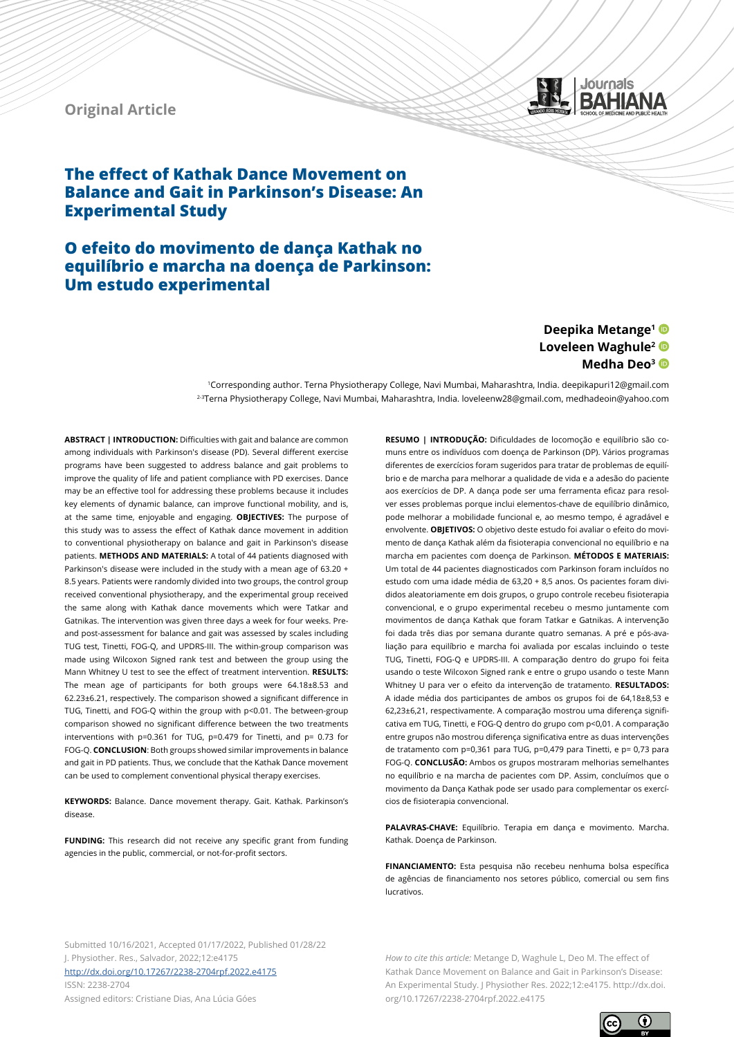Original Article

# The effect of Kathak Dance Movement on Balance and Gait in Parkinson's Disease: An Experimental Study

# O efeito do movimento de dança Kathak no equilíbrio e marcha na doença de Parkinson: Um estudo experimental

**Deepika Metange[1]**
**Loveleen Waghule[2]**
**Medha Deo[3]**

[1]Corresponding author. Terna Physiotherapy College, Navi Mumbai, Maharashtra, India. deepikapuri12@gmail.com
[2-3]Terna Physiotherapy College, Navi Mumbai, Maharashtra, India. loveleenw28@gmail.com, medhadeoin@yahoo.com

**ABSTRACT | INTRODUCTION:** Difficulties with gait and balance are common among individuals with Parkinson's disease (PD). Several different exercise programs have been suggested to address balance and gait problems to improve the quality of life and patient compliance with PD exercises. Dance may be an effective tool for addressing these problems because it includes key elements of dynamic balance, can improve functional mobility, and is, at the same time, enjoyable and engaging. **OBJECTIVES:** The purpose of this study was to assess the effect of Kathak dance movement in addition to conventional physiotherapy on balance and gait in Parkinson's disease patients. **METHODS AND MATERIALS:** A total of 44 patients diagnosed with Parkinson's disease were included in the study with a mean age of 63.20 + 8.5 years. Patients were randomly divided into two groups, the control group received conventional physiotherapy, and the experimental group received the same along with Kathak dance movements which were Tatkar and Gatnikas. The intervention was given three days a week for four weeks. Pre- and post-assessment for balance and gait was assessed by scales including TUG test, Tinetti, FOG-Q, and UPDRS-III. The within-group comparison was made using Wilcoxon Signed rank test and between the group using the Mann Whitney U test to see the effect of treatment intervention. **RESULTS:** The mean age of participants for both groups were 64.18±8.53 and 62.23±6.21, respectively. The comparison showed a significant difference in TUG, Tinetti, and FOG-Q within the group with p<0.01. The between-group comparison showed no significant difference between the two treatments interventions with p=0.361 for TUG, p=0.479 for Tinetti, and p= 0.73 for FOG-Q. **CONCLUSION**: Both groups showed similar improvements in balance and gait in PD patients. Thus, we conclude that the Kathak Dance movement can be used to complement conventional physical therapy exercises.

**KEYWORDS:** Balance. Dance movement therapy. Gait. Kathak. Parkinson's disease.

**FUNDING:** This research did not receive any specific grant from funding agencies in the public, commercial, or not-for-profit sectors.

**RESUMO | INTRODUÇÃO:** Dificuldades de locomoção e equilíbrio são comuns entre os indivíduos com doença de Parkinson (DP). Vários programas diferentes de exercícios foram sugeridos para tratar de problemas de equilíbrio e de marcha para melhorar a qualidade de vida e a adesão do paciente aos exercícios de DP. A dança pode ser uma ferramenta eficaz para resolver esses problemas porque inclui elementos-chave de equilíbrio dinâmico, pode melhorar a mobilidade funcional e, ao mesmo tempo, é agradável e envolvente. **OBJETIVOS:** O objetivo deste estudo foi avaliar o efeito do movimento de dança Kathak além da fisioterapia convencional no equilíbrio e na marcha em pacientes com doença de Parkinson. **MÉTODOS E MATERIAIS:** Um total de 44 pacientes diagnosticados com Parkinson foram incluídos no estudo com uma idade média de 63,20 + 8,5 anos. Os pacientes foram divididos aleatoriamente em dois grupos, o grupo controle recebeu fisioterapia convencional, e o grupo experimental recebeu o mesmo juntamente com movimentos de dança Kathak que foram Tatkar e Gatnikas. A intervenção foi dada três dias por semana durante quatro semanas. A pré e pós-avaliação para equilíbrio e marcha foi avaliada por escalas incluindo o teste TUG, Tinetti, FOG-Q e UPDRS-III. A comparação dentro do grupo foi feita usando o teste Wilcoxon Signed rank e entre o grupo usando o teste Mann Whitney U para ver o efeito da intervenção de tratamento. **RESULTADOS:** A idade média dos participantes de ambos os grupos foi de 64,18±8,53 e 62,23±6,21, respectivamente. A comparação mostrou uma diferença significativa em TUG, Tinetti, e FOG-Q dentro do grupo com p<0,01. A comparação entre grupos não mostrou diferença significativa entre as duas intervenções de tratamento com p=0,361 para TUG, p=0,479 para Tinetti, e p= 0,73 para FOG-Q. **CONCLUSÃO:** Ambos os grupos mostraram melhorias semelhantes no equilíbrio e na marcha de pacientes com DP. Assim, concluímos que o movimento da Dança Kathak pode ser usado para complementar os exercícios de fisioterapia convencional.

**PALAVRAS-CHAVE:** Equilíbrio. Terapia em dança e movimento. Marcha. Kathak. Doença de Parkinson.

**FINANCIAMENTO:** Esta pesquisa não recebeu nenhuma bolsa específica de agências de financiamento nos setores público, comercial ou sem fins lucrativos.

Submitted 10/16/2021, Accepted 01/17/2022, Published 01/28/22
J. Physiother. Res., Salvador, 2022;12:e4175
http://dx.doi.org/10.17267/2238-2704rpf.2022.e4175
ISSN: 2238-2704
Assigned editors: Cristiane Dias, Ana Lúcia Góes

*How to cite this article:* Metange D, Waghule L, Deo M. The effect of Kathak Dance Movement on Balance and Gait in Parkinson's Disease: An Experimental Study. J Physiother Res. 2022;12:e4175. http://dx.doi.org/10.17267/2238-2704rpf.2022.e4175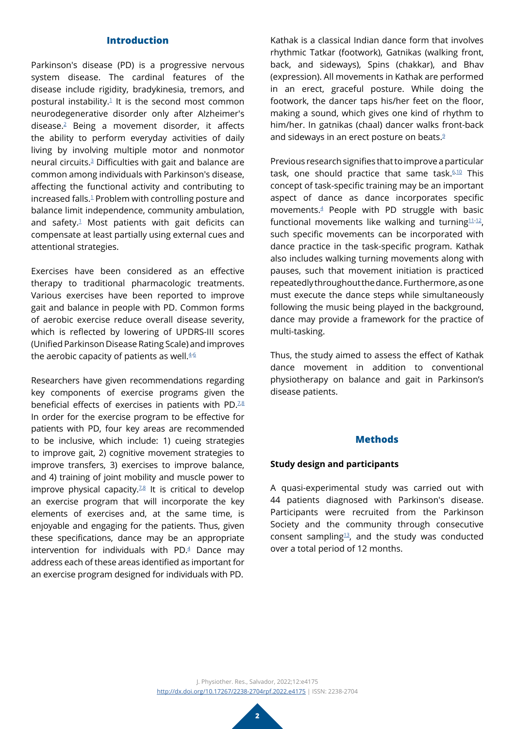## Introduction

Parkinson's disease (PD) is a progressive nervous system disease. The cardinal features of the disease include rigidity, bradykinesia, tremors, and postural instability.[1] It is the second most common neurodegenerative disorder only after Alzheimer's disease.[2] Being a movement disorder, it affects the ability to perform everyday activities of daily living by involving multiple motor and nonmotor neural circuits.[3] Difficulties with gait and balance are common among individuals with Parkinson's disease, affecting the functional activity and contributing to increased falls.[1] Problem with controlling posture and balance limit independence, community ambulation, and safety.[1] Most patients with gait deficits can compensate at least partially using external cues and attentional strategies.

Exercises have been considered as an effective therapy to traditional pharmacologic treatments. Various exercises have been reported to improve gait and balance in people with PD. Common forms of aerobic exercise reduce overall disease severity, which is reflected by lowering of UPDRS-III scores (Unified Parkinson Disease Rating Scale) and improves the aerobic capacity of patients as well.[4-6]

Researchers have given recommendations regarding key components of exercise programs given the beneficial effects of exercises in patients with PD.[7,8] In order for the exercise program to be effective for patients with PD, four key areas are recommended to be inclusive, which include: 1) cueing strategies to improve gait, 2) cognitive movement strategies to improve transfers, 3) exercises to improve balance, and 4) training of joint mobility and muscle power to improve physical capacity.[7,8] It is critical to develop an exercise program that will incorporate the key elements of exercises and, at the same time, is enjoyable and engaging for the patients. Thus, given these specifications, dance may be an appropriate intervention for individuals with PD.[4] Dance may address each of these areas identified as important for an exercise program designed for individuals with PD.

Kathak is a classical Indian dance form that involves rhythmic Tatkar (footwork), Gatnikas (walking front, back, and sideways), Spins (chakkar), and Bhav (expression). All movements in Kathak are performed in an erect, graceful posture. While doing the footwork, the dancer taps his/her feet on the floor, making a sound, which gives one kind of rhythm to him/her. In gatnikas (chaal) dancer walks front-back and sideways in an erect posture on beats.[9]

Previous research signifies that to improve a particular task, one should practice that same task.[6,10] This concept of task-specific training may be an important aspect of dance as dance incorporates specific movements.[4] People with PD struggle with basic functional movements like walking and turning[11-12], such specific movements can be incorporated with dance practice in the task-specific program. Kathak also includes walking turning movements along with pauses, such that movement initiation is practiced repeatedly throughout the dance. Furthermore, as one must execute the dance steps while simultaneously following the music being played in the background, dance may provide a framework for the practice of multi-tasking.

Thus, the study aimed to assess the effect of Kathak dance movement in addition to conventional physiotherapy on balance and gait in Parkinson's disease patients.

## Methods

### Study design and participants

A quasi-experimental study was carried out with 44 patients diagnosed with Parkinson's disease. Participants were recruited from the Parkinson Society and the community through consecutive consent sampling[13], and the study was conducted over a total period of 12 months.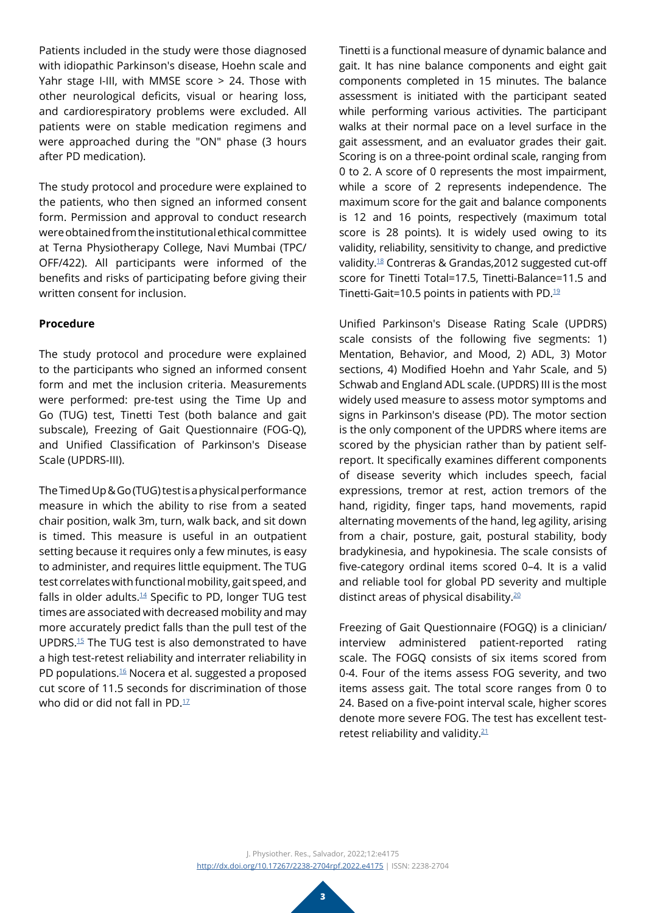Patients included in the study were those diagnosed with idiopathic Parkinson's disease, Hoehn scale and Yahr stage I-III, with MMSE score > 24. Those with other neurological deficits, visual or hearing loss, and cardiorespiratory problems were excluded. All patients were on stable medication regimens and were approached during the "ON" phase (3 hours after PD medication).

The study protocol and procedure were explained to the patients, who then signed an informed consent form. Permission and approval to conduct research were obtained from the institutional ethical committee at Terna Physiotherapy College, Navi Mumbai (TPC/OFF/422). All participants were informed of the benefits and risks of participating before giving their written consent for inclusion.

**Procedure**

The study protocol and procedure were explained to the participants who signed an informed consent form and met the inclusion criteria. Measurements were performed: pre-test using the Time Up and Go (TUG) test, Tinetti Test (both balance and gait subscale), Freezing of Gait Questionnaire (FOG-Q), and Unified Classification of Parkinson's Disease Scale (UPDRS-III).

The Timed Up & Go (TUG) test is a physical performance measure in which the ability to rise from a seated chair position, walk 3m, turn, walk back, and sit down is timed. This measure is useful in an outpatient setting because it requires only a few minutes, is easy to administer, and requires little equipment. The TUG test correlates with functional mobility, gait speed, and falls in older adults.[14] Specific to PD, longer TUG test times are associated with decreased mobility and may more accurately predict falls than the pull test of the UPDRS.[15] The TUG test is also demonstrated to have a high test-retest reliability and interrater reliability in PD populations.[16] Nocera et al. suggested a proposed cut score of 11.5 seconds for discrimination of those who did or did not fall in PD.[17]

Tinetti is a functional measure of dynamic balance and gait. It has nine balance components and eight gait components completed in 15 minutes. The balance assessment is initiated with the participant seated while performing various activities. The participant walks at their normal pace on a level surface in the gait assessment, and an evaluator grades their gait. Scoring is on a three-point ordinal scale, ranging from 0 to 2. A score of 0 represents the most impairment, while a score of 2 represents independence. The maximum score for the gait and balance components is 12 and 16 points, respectively (maximum total score is 28 points). It is widely used owing to its validity, reliability, sensitivity to change, and predictive validity.[18] Contreras & Grandas,2012 suggested cut-off score for Tinetti Total=17.5, Tinetti-Balance=11.5 and Tinetti-Gait=10.5 points in patients with PD.[19]

Unified Parkinson's Disease Rating Scale (UPDRS) scale consists of the following five segments: 1) Mentation, Behavior, and Mood, 2) ADL, 3) Motor sections, 4) Modified Hoehn and Yahr Scale, and 5) Schwab and England ADL scale. (UPDRS) III is the most widely used measure to assess motor symptoms and signs in Parkinson's disease (PD). The motor section is the only component of the UPDRS where items are scored by the physician rather than by patient self-report. It specifically examines different components of disease severity which includes speech, facial expressions, tremor at rest, action tremors of the hand, rigidity, finger taps, hand movements, rapid alternating movements of the hand, leg agility, arising from a chair, posture, gait, postural stability, body bradykinesia, and hypokinesia. The scale consists of five-category ordinal items scored 0–4. It is a valid and reliable tool for global PD severity and multiple distinct areas of physical disability.[20]

Freezing of Gait Questionnaire (FOGQ) is a clinician/interview administered patient-reported rating scale. The FOGQ consists of six items scored from 0-4. Four of the items assess FOG severity, and two items assess gait. The total score ranges from 0 to 24. Based on a five-point interval scale, higher scores denote more severe FOG. The test has excellent test-retest reliability and validity.[21]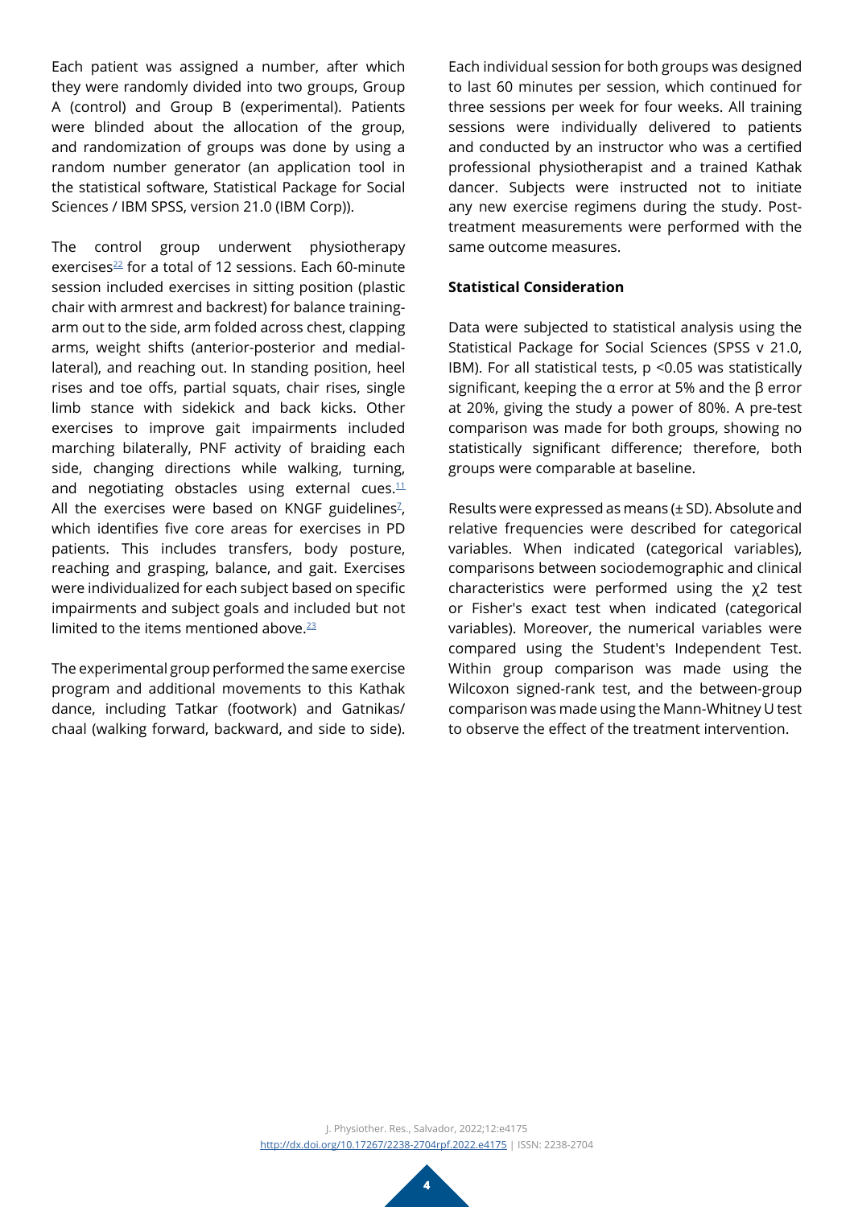Each patient was assigned a number, after which they were randomly divided into two groups, Group A (control) and Group B (experimental). Patients were blinded about the allocation of the group, and randomization of groups was done by using a random number generator (an application tool in the statistical software, Statistical Package for Social Sciences / IBM SPSS, version 21.0 (IBM Corp)).

The control group underwent physiotherapy exercises[22] for a total of 12 sessions. Each 60-minute session included exercises in sitting position (plastic chair with armrest and backrest) for balance training- arm out to the side, arm folded across chest, clapping arms, weight shifts (anterior-posterior and medial-lateral), and reaching out. In standing position, heel rises and toe offs, partial squats, chair rises, single limb stance with sidekick and back kicks. Other exercises to improve gait impairments included marching bilaterally, PNF activity of braiding each side, changing directions while walking, turning, and negotiating obstacles using external cues.[11] All the exercises were based on KNGF guidelines[7], which identifies five core areas for exercises in PD patients. This includes transfers, body posture, reaching and grasping, balance, and gait. Exercises were individualized for each subject based on specific impairments and subject goals and included but not limited to the items mentioned above.[23]

The experimental group performed the same exercise program and additional movements to this Kathak dance, including Tatkar (footwork) and Gatnikas/ chaal (walking forward, backward, and side to side). Each individual session for both groups was designed to last 60 minutes per session, which continued for three sessions per week for four weeks. All training sessions were individually delivered to patients and conducted by an instructor who was a certified professional physiotherapist and a trained Kathak dancer. Subjects were instructed not to initiate any new exercise regimens during the study. Post-treatment measurements were performed with the same outcome measures.

**Statistical Consideration**

Data were subjected to statistical analysis using the Statistical Package for Social Sciences (SPSS v 21.0, IBM). For all statistical tests, $p < 0.05$ was statistically significant, keeping the $\alpha$ error at 5% and the $\beta$ error at 20%, giving the study a power of 80%. A pre-test comparison was made for both groups, showing no statistically significant difference; therefore, both groups were comparable at baseline.

Results were expressed as means (± SD). Absolute and relative frequencies were described for categorical variables. When indicated (categorical variables), comparisons between sociodemographic and clinical characteristics were performed using the $\chi 2$ test or Fisher's exact test when indicated (categorical variables). Moreover, the numerical variables were compared using the Student's Independent Test. Within group comparison was made using the Wilcoxon signed-rank test, and the between-group comparison was made using the Mann-Whitney U test to observe the effect of the treatment intervention.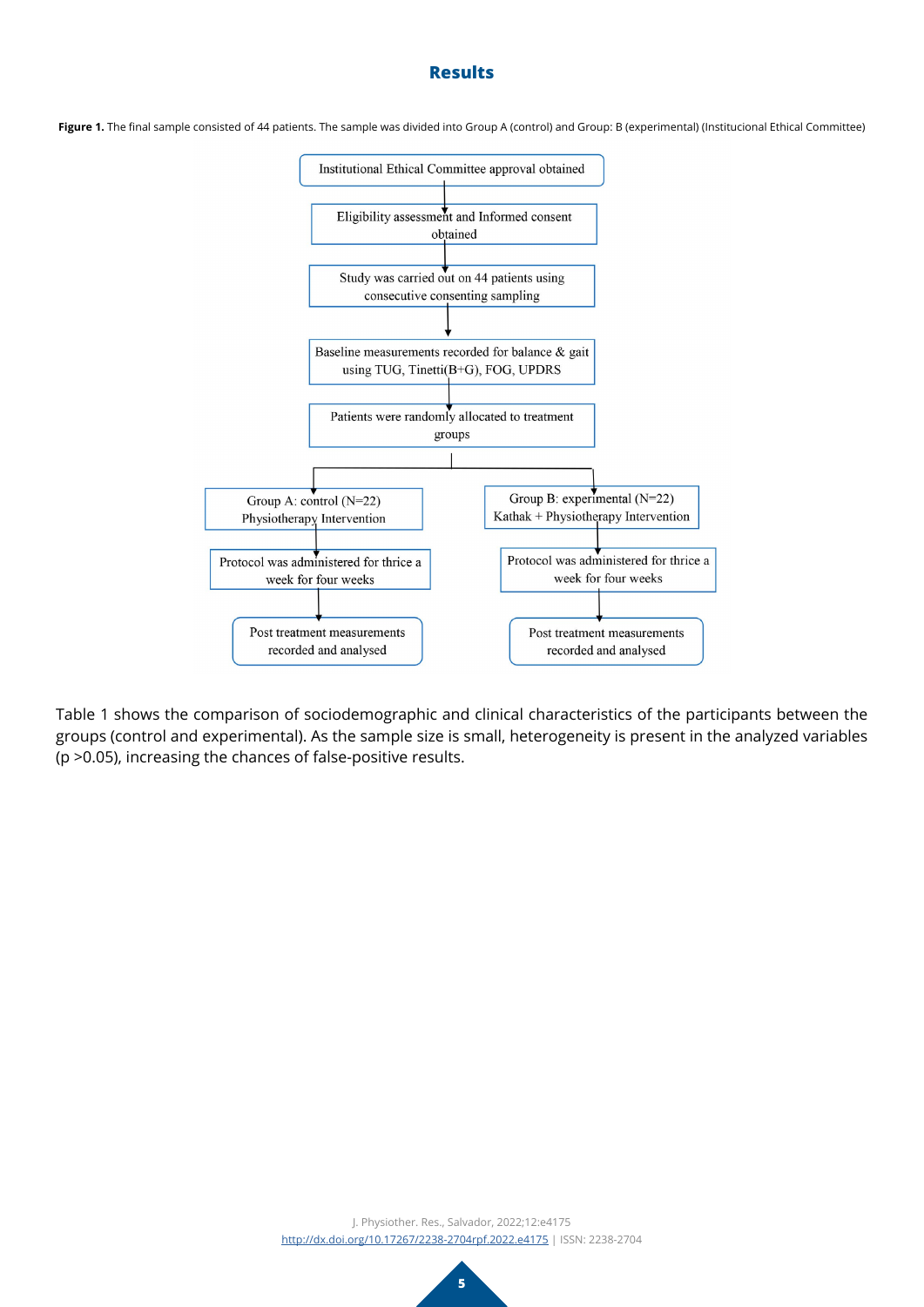## Results

**Figure 1.** The final sample consisted of 44 patients. The sample was divided into Group A (control) and Group: B (experimental) (Institucional Ethical Committee)

Institutional Ethical Committee approval obtained

↓

Eligibility assessment and Informed consent obtained

↓

Study was carried out on 44 patients using consecutive consenting sampling

↓

Baseline measurements recorded for balance & gait using TUG, Tinetti(B+G), FOG, UPDRS

↓

Patients were randomly allocated to treatment groups

| Group A: control (N=22) Physiotherapy Intervention | Group B: experimental (N=22) Kathak + Physiotherapy Intervention |
|---|---|
| Protocol was administered for thrice a week for four weeks | Protocol was administered for thrice a week for four weeks |
| Post treatment measurements recorded and analysed | Post treatment measurements recorded and analysed |

Table 1 shows the comparison of sociodemographic and clinical characteristics of the participants between the groups (control and experimental). As the sample size is small, heterogeneity is present in the analyzed variables ($p > 0.05$), increasing the chances of false-positive results.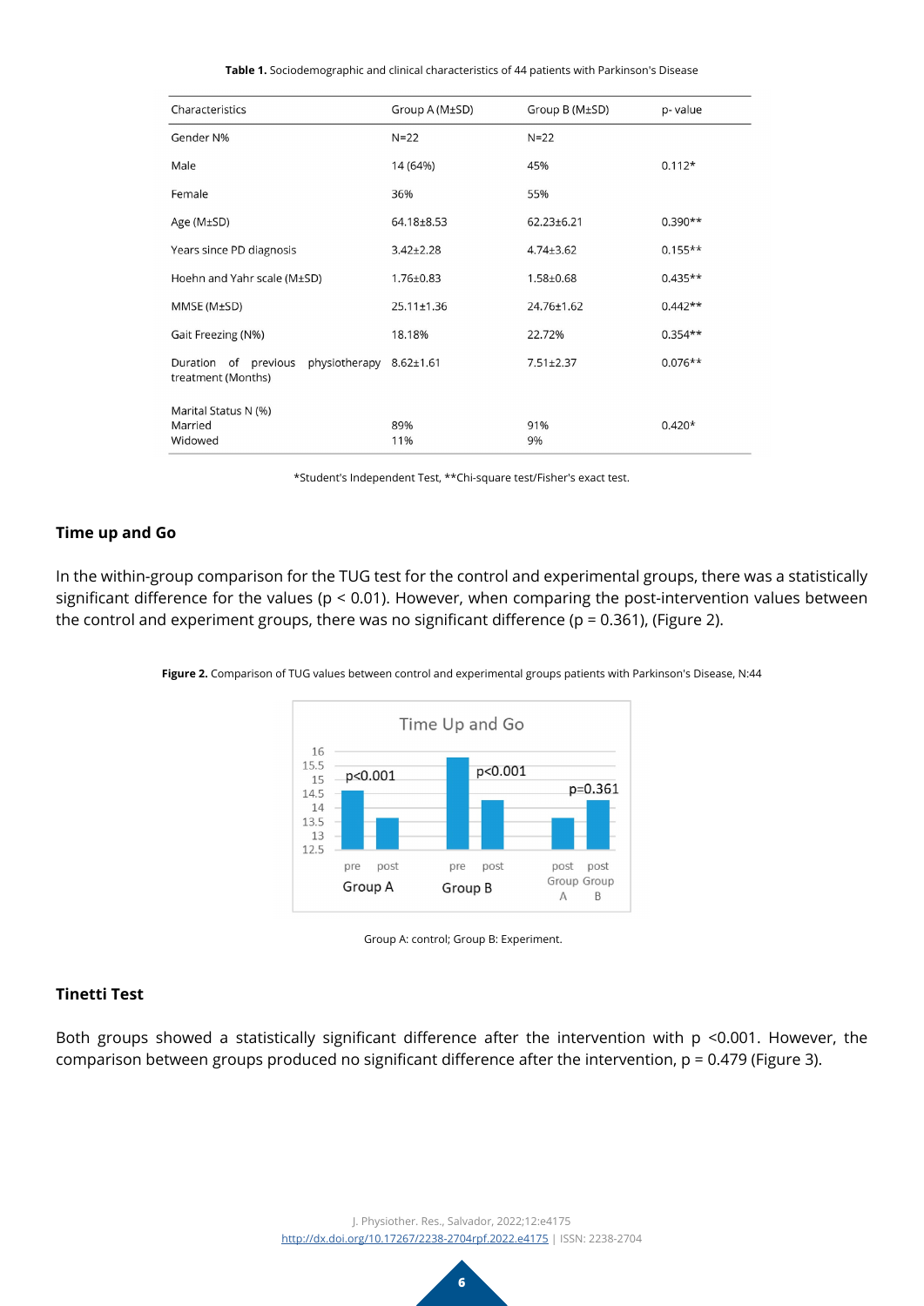**Table 1.** Sociodemographic and clinical characteristics of 44 patients with Parkinson's Disease

| Characteristics | Group A (M±SD) | Group B (M±SD) | p- value |
|---|---|---|---|
| Gender N% | N=22 | N=22 | |
| Male | 14 (64%) | 45% | 0.112* |
| Female | 36% | 55% | |
| Age (M±SD) | 64.18±8.53 | 62.23±6.21 | 0.390** |
| Years since PD diagnosis | 3.42±2.28 | 4.74±3.62 | 0.155** |
| Hoehn and Yahr scale (M±SD) | 1.76±0.83 | 1.58±0.68 | 0.435** |
| MMSE (M±SD) | 25.11±1.36 | 24.76±1.62 | 0.442** |
| Gait Freezing (N%) | 18.18% | 22.72% | 0.354** |
| Duration of previous physiotherapy treatment (Months) | 8.62±1.61 | 7.51±2.37 | 0.076** |
| Marital Status N (%) | | | |
| Married | 89% | 91% | 0.420* |
| Widowed | 11% | 9% | |

*Student's Independent Test, **Chi-square test/Fisher's exact test.

## Time up and Go

In the within-group comparison for the TUG test for the control and experimental groups, there was a statistically significant difference for the values ($p < 0.01$). However, when comparing the post-intervention values between the control and experiment groups, there was no significant difference ($p = 0.361$), (Figure 2).

**Figure 2.** Comparison of TUG values between control and experimental groups patients with Parkinson's Disease, N:44

Group A: control; Group B: Experiment.

## Tinetti Test

Both groups showed a statistically significant difference after the intervention with $p < 0.001$. However, the comparison between groups produced no significant difference after the intervention, $p = 0.479$ (Figure 3).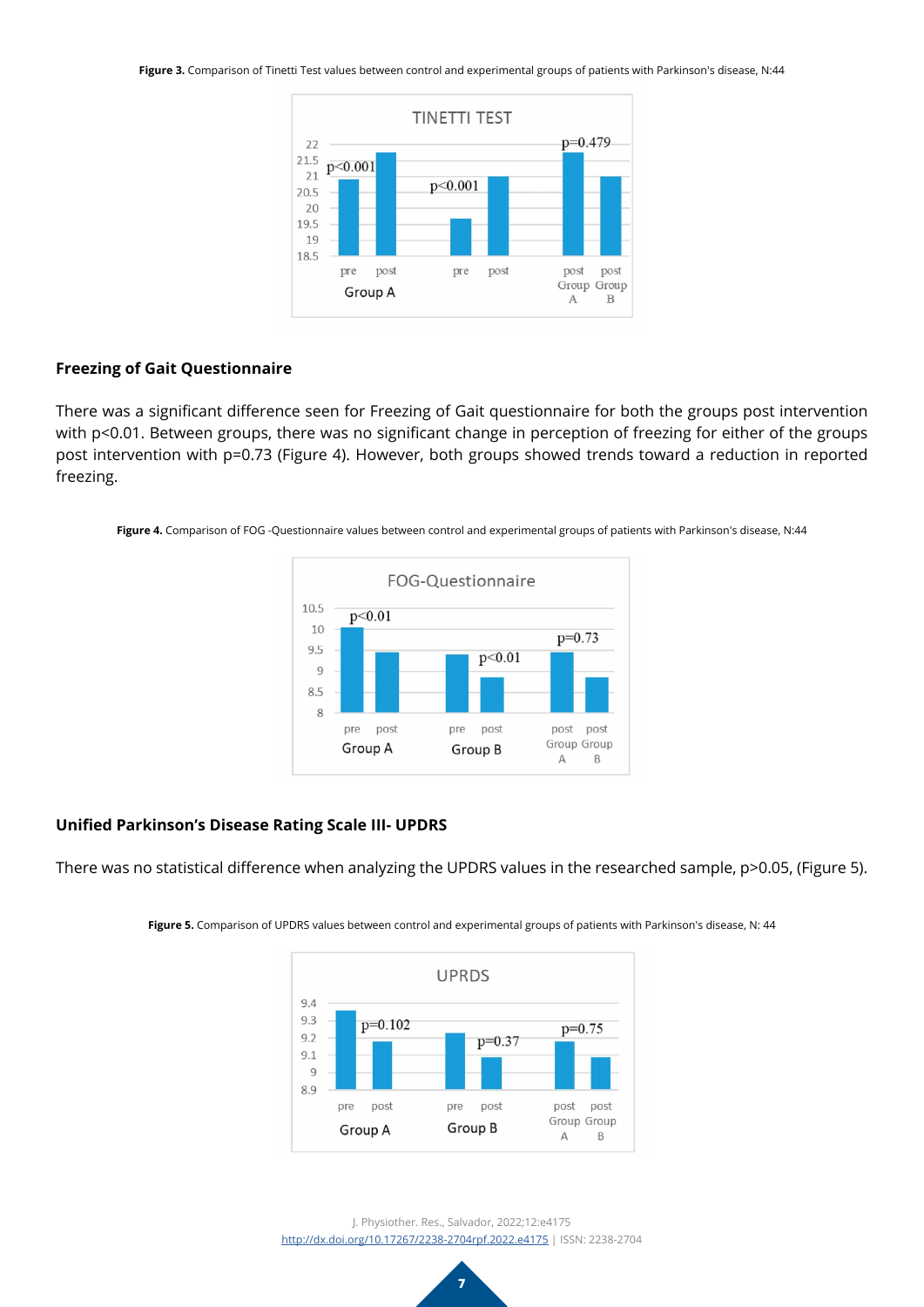**Figure 3.** Comparison of Tinetti Test values between control and experimental groups of patients with Parkinson's disease, N:44

## Freezing of Gait Questionnaire

There was a significant difference seen for Freezing of Gait questionnaire for both the groups post intervention with $p<0.01$. Between groups, there was no significant change in perception of freezing for either of the groups post intervention with $p=0.73$ (Figure 4). However, both groups showed trends toward a reduction in reported freezing.

**Figure 4.** Comparison of FOG -Questionnaire values between control and experimental groups of patients with Parkinson's disease, N:44

## Unified Parkinson's Disease Rating Scale III- UPDRS

There was no statistical difference when analyzing the UPDRS values in the researched sample, $p>0.05$, (Figure 5).

**Figure 5.** Comparison of UPDRS values between control and experimental groups of patients with Parkinson's disease, N: 44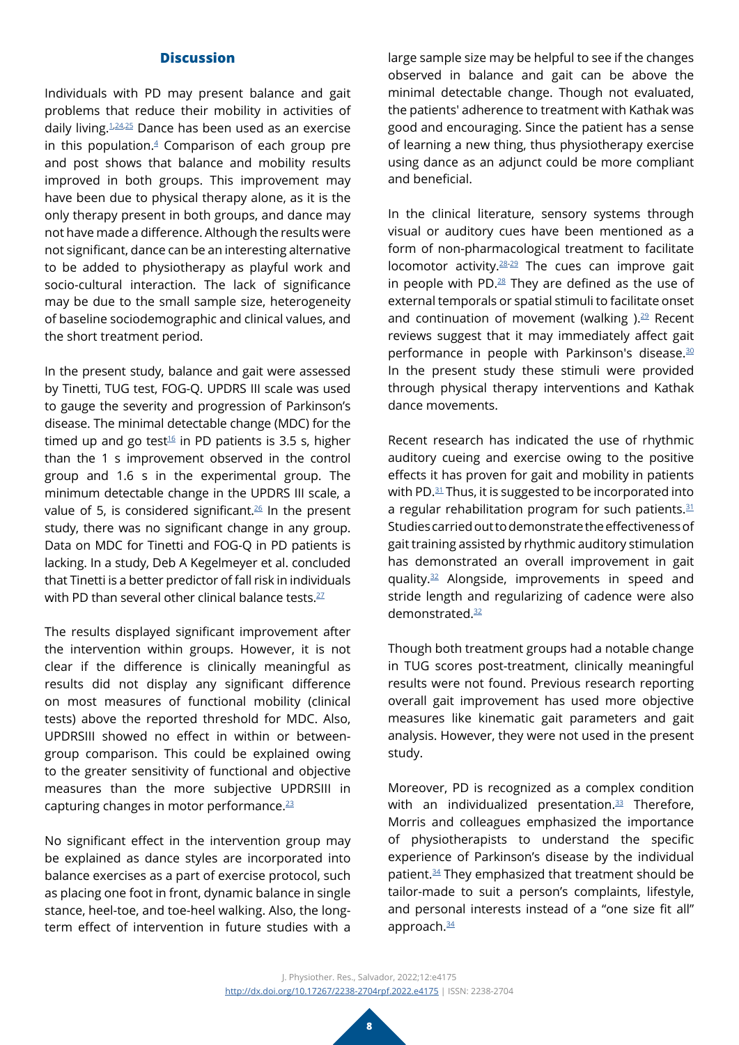## Discussion

Individuals with PD may present balance and gait problems that reduce their mobility in activities of daily living.[1,24,25] Dance has been used as an exercise in this population.[4] Comparison of each group pre and post shows that balance and mobility results improved in both groups. This improvement may have been due to physical therapy alone, as it is the only therapy present in both groups, and dance may not have made a difference. Although the results were not significant, dance can be an interesting alternative to be added to physiotherapy as playful work and socio-cultural interaction. The lack of significance may be due to the small sample size, heterogeneity of baseline sociodemographic and clinical values, and the short treatment period.

In the present study, balance and gait were assessed by Tinetti, TUG test, FOG-Q. UPDRS III scale was used to gauge the severity and progression of Parkinson's disease. The minimal detectable change (MDC) for the timed up and go test[16] in PD patients is 3.5 s, higher than the 1 s improvement observed in the control group and 1.6 s in the experimental group. The minimum detectable change in the UPDRS III scale, a value of 5, is considered significant.[26] In the present study, there was no significant change in any group. Data on MDC for Tinetti and FOG-Q in PD patients is lacking. In a study, Deb A Kegelmeyer et al. concluded that Tinetti is a better predictor of fall risk in individuals with PD than several other clinical balance tests.[27]

The results displayed significant improvement after the intervention within groups. However, it is not clear if the difference is clinically meaningful as results did not display any significant difference on most measures of functional mobility (clinical tests) above the reported threshold for MDC. Also, UPDRSIII showed no effect in within or between-group comparison. This could be explained owing to the greater sensitivity of functional and objective measures than the more subjective UPDRSIII in capturing changes in motor performance.[23]

No significant effect in the intervention group may be explained as dance styles are incorporated into balance exercises as a part of exercise protocol, such as placing one foot in front, dynamic balance in single stance, heel-toe, and toe-heel walking. Also, the long-term effect of intervention in future studies with a large sample size may be helpful to see if the changes observed in balance and gait can be above the minimal detectable change. Though not evaluated, the patients' adherence to treatment with Kathak was good and encouraging. Since the patient has a sense of learning a new thing, thus physiotherapy exercise using dance as an adjunct could be more compliant and beneficial.

In the clinical literature, sensory systems through visual or auditory cues have been mentioned as a form of non-pharmacological treatment to facilitate locomotor activity.[28-29] The cues can improve gait in people with PD.[28] They are defined as the use of external temporals or spatial stimuli to facilitate onset and continuation of movement (walking ).[29] Recent reviews suggest that it may immediately affect gait performance in people with Parkinson's disease.[30] In the present study these stimuli were provided through physical therapy interventions and Kathak dance movements.

Recent research has indicated the use of rhythmic auditory cueing and exercise owing to the positive effects it has proven for gait and mobility in patients with PD.[31] Thus, it is suggested to be incorporated into a regular rehabilitation program for such patients.[31] Studies carried out to demonstrate the effectiveness of gait training assisted by rhythmic auditory stimulation has demonstrated an overall improvement in gait quality.[32] Alongside, improvements in speed and stride length and regularizing of cadence were also demonstrated.[32]

Though both treatment groups had a notable change in TUG scores post-treatment, clinically meaningful results were not found. Previous research reporting overall gait improvement has used more objective measures like kinematic gait parameters and gait analysis. However, they were not used in the present study.

Moreover, PD is recognized as a complex condition with an individualized presentation.[33] Therefore, Morris and colleagues emphasized the importance of physiotherapists to understand the specific experience of Parkinson's disease by the individual patient.[34] They emphasized that treatment should be tailor-made to suit a person's complaints, lifestyle, and personal interests instead of a "one size fit all" approach.[34]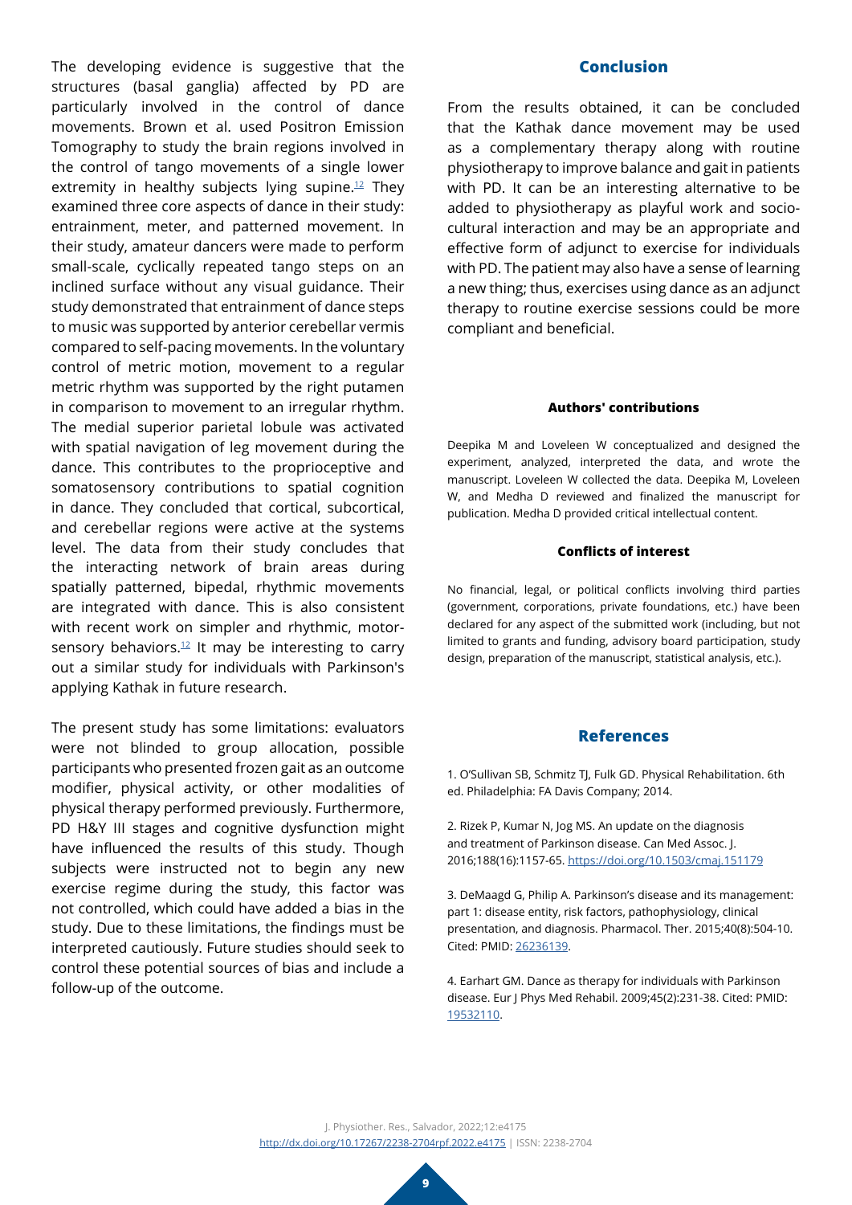The developing evidence is suggestive that the structures (basal ganglia) affected by PD are particularly involved in the control of dance movements. Brown et al. used Positron Emission Tomography to study the brain regions involved in the control of tango movements of a single lower extremity in healthy subjects lying supine.[12] They examined three core aspects of dance in their study: entrainment, meter, and patterned movement. In their study, amateur dancers were made to perform small-scale, cyclically repeated tango steps on an inclined surface without any visual guidance. Their study demonstrated that entrainment of dance steps to music was supported by anterior cerebellar vermis compared to self-pacing movements. In the voluntary control of metric motion, movement to a regular metric rhythm was supported by the right putamen in comparison to movement to an irregular rhythm. The medial superior parietal lobule was activated with spatial navigation of leg movement during the dance. This contributes to the proprioceptive and somatosensory contributions to spatial cognition in dance. They concluded that cortical, subcortical, and cerebellar regions were active at the systems level. The data from their study concludes that the interacting network of brain areas during spatially patterned, bipedal, rhythmic movements are integrated with dance. This is also consistent with recent work on simpler and rhythmic, motor-sensory behaviors.[12] It may be interesting to carry out a similar study for individuals with Parkinson's applying Kathak in future research.

The present study has some limitations: evaluators were not blinded to group allocation, possible participants who presented frozen gait as an outcome modifier, physical activity, or other modalities of physical therapy performed previously. Furthermore, PD H&Y III stages and cognitive dysfunction might have influenced the results of this study. Though subjects were instructed not to begin any new exercise regime during the study, this factor was not controlled, which could have added a bias in the study. Due to these limitations, the findings must be interpreted cautiously. Future studies should seek to control these potential sources of bias and include a follow-up of the outcome.

## Conclusion

From the results obtained, it can be concluded that the Kathak dance movement may be used as a complementary therapy along with routine physiotherapy to improve balance and gait in patients with PD. It can be an interesting alternative to be added to physiotherapy as playful work and socio-cultural interaction and may be an appropriate and effective form of adjunct to exercise for individuals with PD. The patient may also have a sense of learning a new thing; thus, exercises using dance as an adjunct therapy to routine exercise sessions could be more compliant and beneficial.

#### Authors' contributions

Deepika M and Loveleen W conceptualized and designed the experiment, analyzed, interpreted the data, and wrote the manuscript. Loveleen W collected the data. Deepika M, Loveleen W, and Medha D reviewed and finalized the manuscript for publication. Medha D provided critical intellectual content.

#### Conflicts of interest

No financial, legal, or political conflicts involving third parties (government, corporations, private foundations, etc.) have been declared for any aspect of the submitted work (including, but not limited to grants and funding, advisory board participation, study design, preparation of the manuscript, statistical analysis, etc.).

## References

1. O'Sullivan SB, Schmitz TJ, Fulk GD. Physical Rehabilitation. 6th ed. Philadelphia: FA Davis Company; 2014.

2. Rizek P, Kumar N, Jog MS. An update on the diagnosis and treatment of Parkinson disease. Can Med Assoc. J. 2016;188(16):1157-65. https://doi.org/10.1503/cmaj.151179

3. DeMaagd G, Philip A. Parkinson's disease and its management: part 1: disease entity, risk factors, pathophysiology, clinical presentation, and diagnosis. Pharmacol. Ther. 2015;40(8):504-10. Cited: PMID: 26236139.

4. Earhart GM. Dance as therapy for individuals with Parkinson disease. Eur J Phys Med Rehabil. 2009;45(2):231-38. Cited: PMID: 19532110.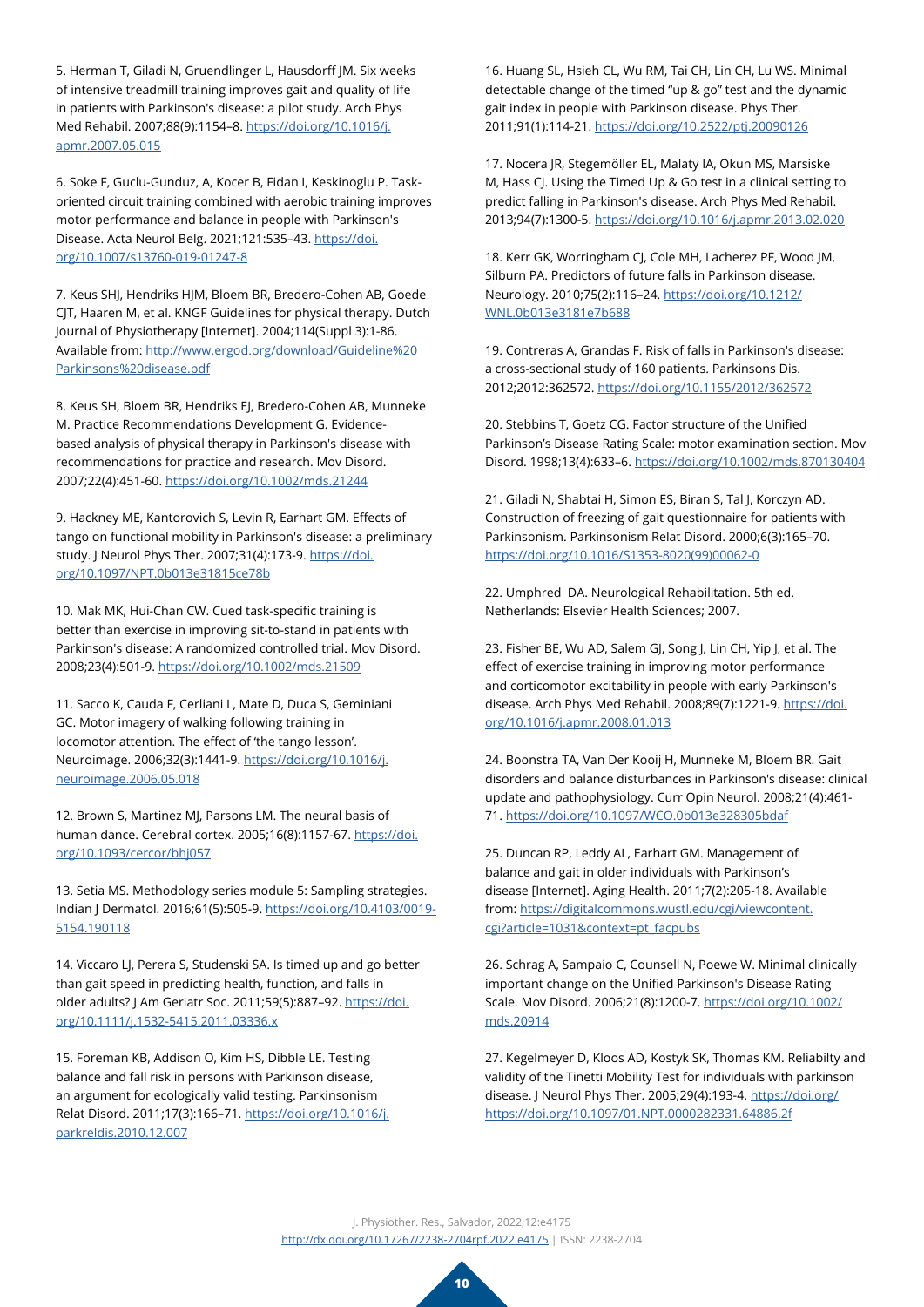5. Herman T, Giladi N, Gruendlinger L, Hausdorff JM. Six weeks of intensive treadmill training improves gait and quality of life in patients with Parkinson's disease: a pilot study. Arch Phys Med Rehabil. 2007;88(9):1154–8. https://doi.org/10.1016/j.apmr.2007.05.015

6. Soke F, Guclu-Gunduz, A, Kocer B, Fidan I, Keskinoglu P. Task-oriented circuit training combined with aerobic training improves motor performance and balance in people with Parkinson's Disease. Acta Neurol Belg. 2021;121:535–43. https://doi.org/10.1007/s13760-019-01247-8

7. Keus SHJ, Hendriks HJM, Bloem BR, Bredero-Cohen AB, Goede CJT, Haaren M, et al. KNGF Guidelines for physical therapy. Dutch Journal of Physiotherapy [Internet]. 2004;114(Suppl 3):1-86. Available from: http://www.ergod.org/download/Guideline%20Parkinsons%20disease.pdf

8. Keus SH, Bloem BR, Hendriks EJ, Bredero-Cohen AB, Munneke M. Practice Recommendations Development G. Evidence-based analysis of physical therapy in Parkinson's disease with recommendations for practice and research. Mov Disord. 2007;22(4):451-60. https://doi.org/10.1002/mds.21244

9. Hackney ME, Kantorovich S, Levin R, Earhart GM. Effects of tango on functional mobility in Parkinson's disease: a preliminary study. J Neurol Phys Ther. 2007;31(4):173-9. https://doi.org/10.1097/NPT.0b013e31815ce78b

10. Mak MK, Hui-Chan CW. Cued task-specific training is better than exercise in improving sit-to-stand in patients with Parkinson's disease: A randomized controlled trial. Mov Disord. 2008;23(4):501-9. https://doi.org/10.1002/mds.21509

11. Sacco K, Cauda F, Cerliani L, Mate D, Duca S, Geminiani GC. Motor imagery of walking following training in locomotor attention. The effect of 'the tango lesson'. Neuroimage. 2006;32(3):1441-9. https://doi.org/10.1016/j.neuroimage.2006.05.018

12. Brown S, Martinez MJ, Parsons LM. The neural basis of human dance. Cerebral cortex. 2005;16(8):1157-67. https://doi.org/10.1093/cercor/bhj057

13. Setia MS. Methodology series module 5: Sampling strategies. Indian J Dermatol. 2016;61(5):505-9. https://doi.org/10.4103/0019-5154.190118

14. Viccaro LJ, Perera S, Studenski SA. Is timed up and go better than gait speed in predicting health, function, and falls in older adults? J Am Geriatr Soc. 2011;59(5):887–92. https://doi.org/10.1111/j.1532-5415.2011.03336.x

15. Foreman KB, Addison O, Kim HS, Dibble LE. Testing balance and fall risk in persons with Parkinson disease, an argument for ecologically valid testing. Parkinsonism Relat Disord. 2011;17(3):166–71. https://doi.org/10.1016/j.parkreldis.2010.12.007

16. Huang SL, Hsieh CL, Wu RM, Tai CH, Lin CH, Lu WS. Minimal detectable change of the timed "up & go" test and the dynamic gait index in people with Parkinson disease. Phys Ther. 2011;91(1):114-21. https://doi.org/10.2522/ptj.20090126

17. Nocera JR, Stegemöller EL, Malaty IA, Okun MS, Marsiske M, Hass CJ. Using the Timed Up & Go test in a clinical setting to predict falling in Parkinson's disease. Arch Phys Med Rehabil. 2013;94(7):1300-5. https://doi.org/10.1016/j.apmr.2013.02.020

18. Kerr GK, Worringham CJ, Cole MH, Lacherez PF, Wood JM, Silburn PA. Predictors of future falls in Parkinson disease. Neurology. 2010;75(2):116–24. https://doi.org/10.1212/WNL.0b013e3181e7b688

19. Contreras A, Grandas F. Risk of falls in Parkinson's disease: a cross-sectional study of 160 patients. Parkinsons Dis. 2012;2012:362572. https://doi.org/10.1155/2012/362572

20. Stebbins T, Goetz CG. Factor structure of the Unified Parkinson's Disease Rating Scale: motor examination section. Mov Disord. 1998;13(4):633–6. https://doi.org/10.1002/mds.870130404

21. Giladi N, Shabtai H, Simon ES, Biran S, Tal J, Korczyn AD. Construction of freezing of gait questionnaire for patients with Parkinsonism. Parkinsonism Relat Disord. 2000;6(3):165–70. https://doi.org/10.1016/S1353-8020(99)00062-0

22. Umphred DA. Neurological Rehabilitation. 5th ed. Netherlands: Elsevier Health Sciences; 2007.

23. Fisher BE, Wu AD, Salem GJ, Song J, Lin CH, Yip J, et al. The effect of exercise training in improving motor performance and corticomotor excitability in people with early Parkinson's disease. Arch Phys Med Rehabil. 2008;89(7):1221-9. https://doi.org/10.1016/j.apmr.2008.01.013

24. Boonstra TA, Van Der Kooij H, Munneke M, Bloem BR. Gait disorders and balance disturbances in Parkinson's disease: clinical update and pathophysiology. Curr Opin Neurol. 2008;21(4):461-71. https://doi.org/10.1097/WCO.0b013e328305bdaf

25. Duncan RP, Leddy AL, Earhart GM. Management of balance and gait in older individuals with Parkinson's disease [Internet]. Aging Health. 2011;7(2):205-18. Available from: https://digitalcommons.wustl.edu/cgi/viewcontent.cgi?article=1031&context=pt_facpubs

26. Schrag A, Sampaio C, Counsell N, Poewe W. Minimal clinically important change on the Unified Parkinson's Disease Rating Scale. Mov Disord. 2006;21(8):1200-7. https://doi.org/10.1002/mds.20914

27. Kegelmeyer D, Kloos AD, Kostyk SK, Thomas KM. Reliabilty and validity of the Tinetti Mobility Test for individuals with parkinson disease. J Neurol Phys Ther. 2005;29(4):193-4. https://doi.org/https://doi.org/10.1097/01.NPT.0000282331.64886.2f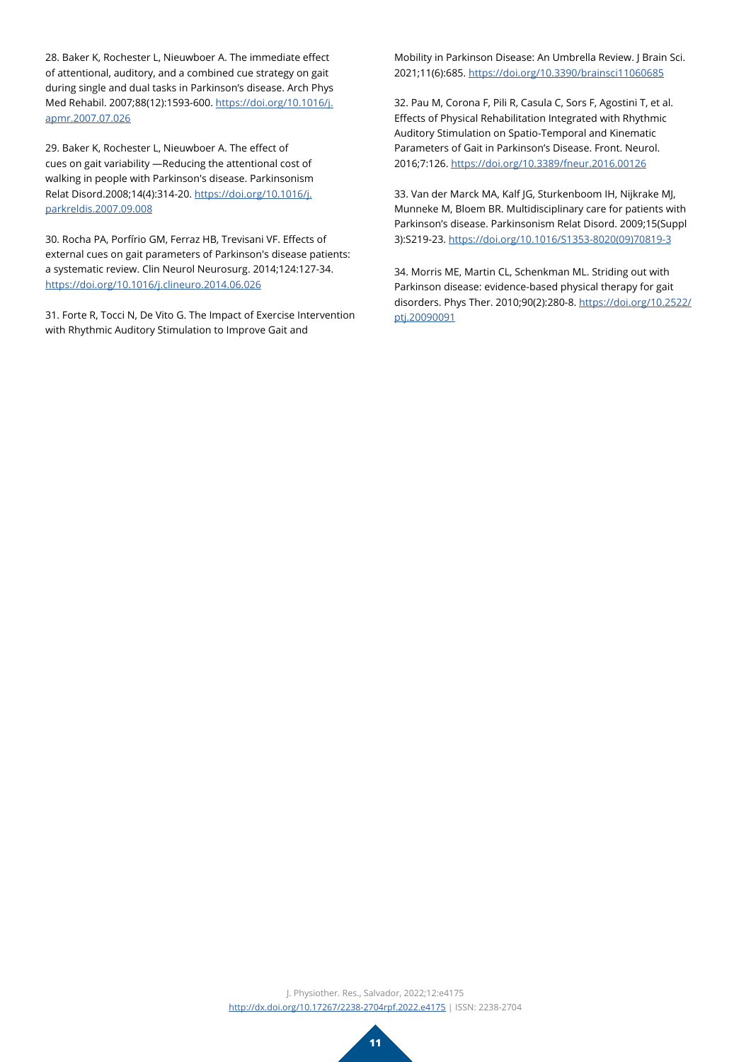28. Baker K, Rochester L, Nieuwboer A. The immediate effect of attentional, auditory, and a combined cue strategy on gait during single and dual tasks in Parkinson's disease. Arch Phys Med Rehabil. 2007;88(12):1593-600. https://doi.org/10.1016/j.apmr.2007.07.026

29. Baker K, Rochester L, Nieuwboer A. The effect of cues on gait variability —Reducing the attentional cost of walking in people with Parkinson's disease. Parkinsonism Relat Disord.2008;14(4):314-20. https://doi.org/10.1016/j.parkreldis.2007.09.008

30. Rocha PA, Porfírio GM, Ferraz HB, Trevisani VF. Effects of external cues on gait parameters of Parkinson's disease patients: a systematic review. Clin Neurol Neurosurg. 2014;124:127-34. https://doi.org/10.1016/j.clineuro.2014.06.026

31. Forte R, Tocci N, De Vito G. The Impact of Exercise Intervention with Rhythmic Auditory Stimulation to Improve Gait and Mobility in Parkinson Disease: An Umbrella Review. J Brain Sci. 2021;11(6):685. https://doi.org/10.3390/brainsci11060685

32. Pau M, Corona F, Pili R, Casula C, Sors F, Agostini T, et al. Effects of Physical Rehabilitation Integrated with Rhythmic Auditory Stimulation on Spatio-Temporal and Kinematic Parameters of Gait in Parkinson's Disease. Front. Neurol. 2016;7:126. https://doi.org/10.3389/fneur.2016.00126

33. Van der Marck MA, Kalf JG, Sturkenboom IH, Nijkrake MJ, Munneke M, Bloem BR. Multidisciplinary care for patients with Parkinson's disease. Parkinsonism Relat Disord. 2009;15(Suppl 3):S219-23. https://doi.org/10.1016/S1353-8020(09)70819-3

34. Morris ME, Martin CL, Schenkman ML. Striding out with Parkinson disease: evidence-based physical therapy for gait disorders. Phys Ther. 2010;90(2):280-8. https://doi.org/10.2522/ptj.20090091